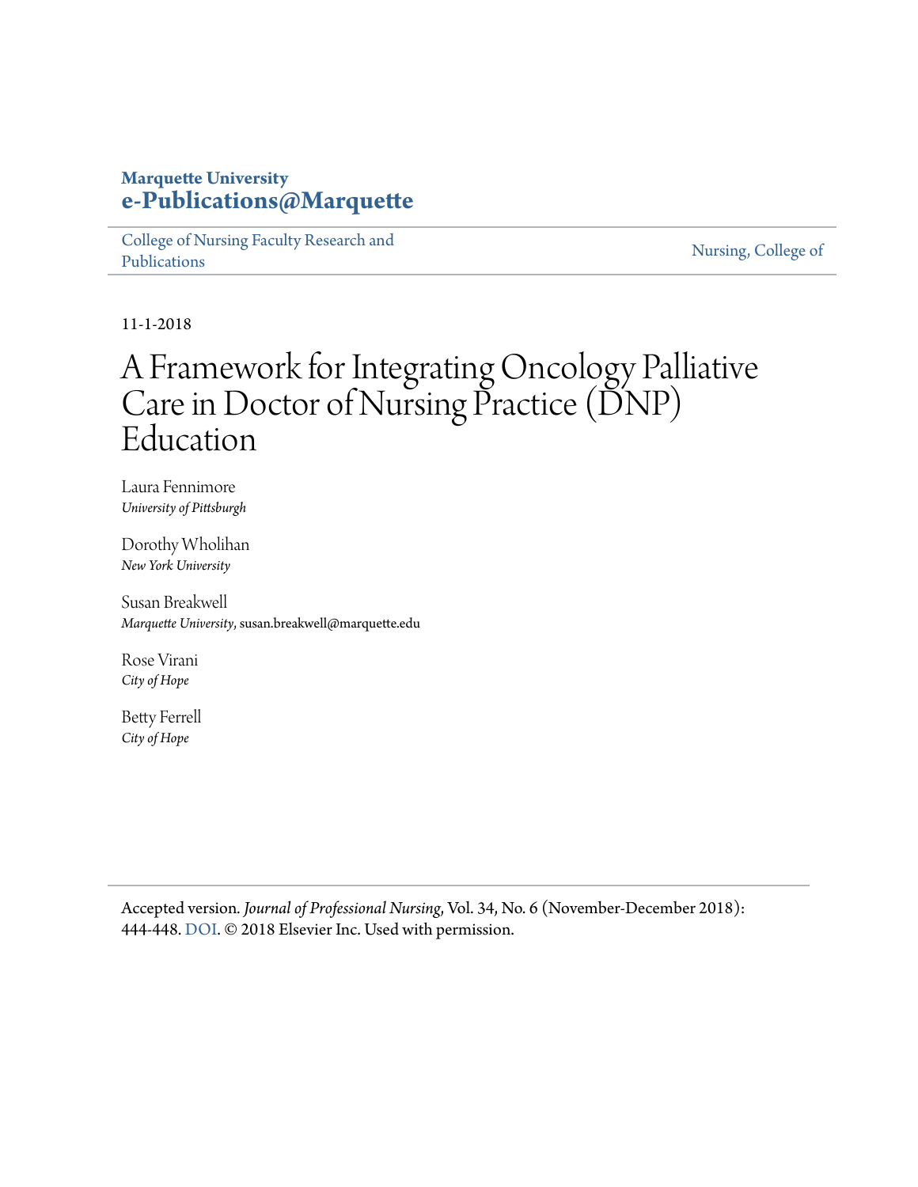Marquette University
**e-Publications@Marquette**

College of Nursing Faculty Research and Publications | Nursing, College of

11-1-2018

# A Framework for Integrating Oncology Palliative Care in Doctor of Nursing Practice (DNP) Education

Laura Fennimore
*University of Pittsburgh*

Dorothy Wholihan
*New York University*

Susan Breakwell
*Marquette University*, susan.breakwell@marquette.edu

Rose Virani
*City of Hope*

Betty Ferrell
*City of Hope*

Accepted version. *Journal of Professional Nursing*, Vol. 34, No. 6 (November-December 2018): 444-448. DOI. © 2018 Elsevier Inc. Used with permission.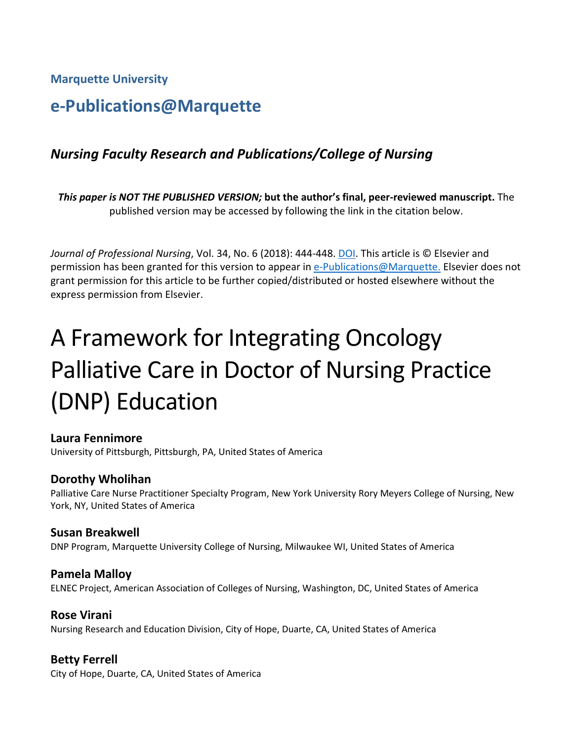Marquette University

# e-Publications@Marquette

## *Nursing Faculty Research and Publications/College of Nursing*

***This paper is NOT THE PUBLISHED VERSION;* but the author's final, peer-reviewed manuscript.** The published version may be accessed by following the link in the citation below.

*Journal of Professional Nursing*, Vol. 34, No. 6 (2018): 444-448. DOI. This article is © Elsevier and permission has been granted for this version to appear in e-Publications@Marquette. Elsevier does not grant permission for this article to be further copied/distributed or hosted elsewhere without the express permission from Elsevier.

# A Framework for Integrating Oncology Palliative Care in Doctor of Nursing Practice (DNP) Education

**Laura Fennimore**
University of Pittsburgh, Pittsburgh, PA, United States of America

**Dorothy Wholihan**
Palliative Care Nurse Practitioner Specialty Program, New York University Rory Meyers College of Nursing, New York, NY, United States of America

**Susan Breakwell**
DNP Program, Marquette University College of Nursing, Milwaukee WI, United States of America

**Pamela Malloy**
ELNEC Project, American Association of Colleges of Nursing, Washington, DC, United States of America

**Rose Virani**
Nursing Research and Education Division, City of Hope, Duarte, CA, United States of America

**Betty Ferrell**
City of Hope, Duarte, CA, United States of America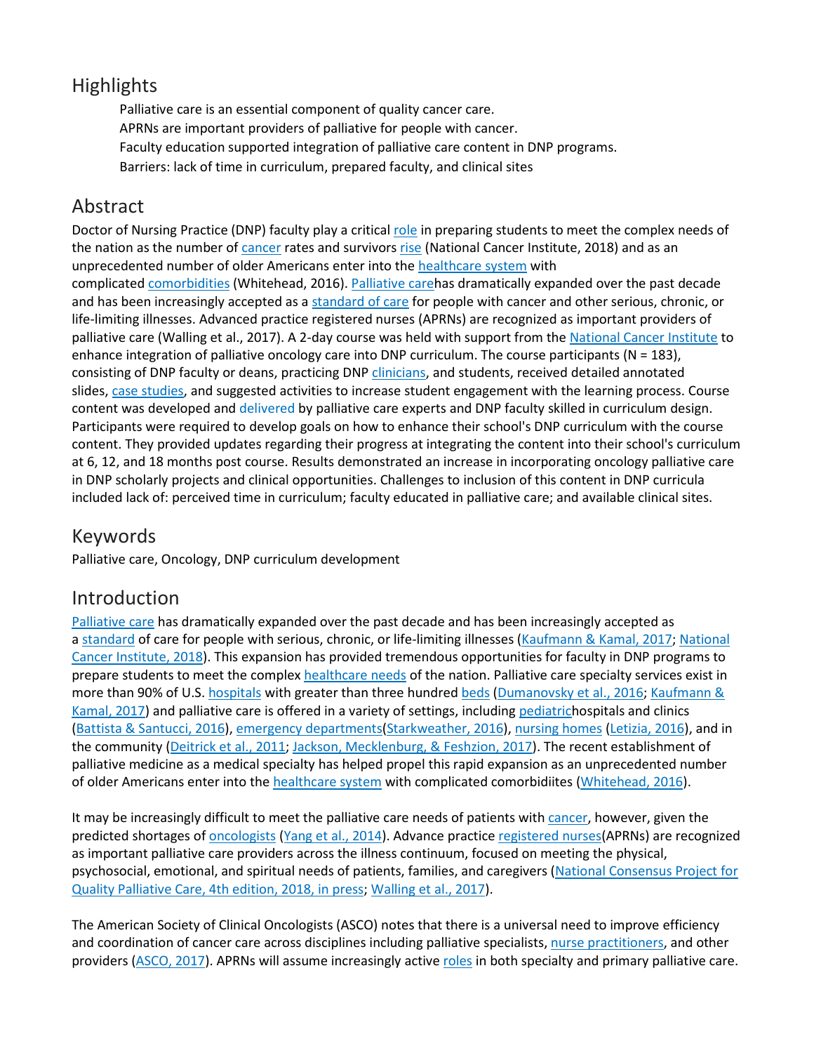## Highlights

- Palliative care is an essential component of quality cancer care.
- APRNs are important providers of palliative for people with cancer.
- Faculty education supported integration of palliative care content in DNP programs.
- Barriers: lack of time in curriculum, prepared faculty, and clinical sites

## Abstract

Doctor of Nursing Practice (DNP) faculty play a critical role in preparing students to meet the complex needs of the nation as the number of cancer rates and survivors rise (National Cancer Institute, 2018) and as an unprecedented number of older Americans enter into the healthcare system with complicated comorbidities (Whitehead, 2016). Palliative carehas dramatically expanded over the past decade and has been increasingly accepted as a standard of care for people with cancer and other serious, chronic, or life-limiting illnesses. Advanced practice registered nurses (APRNs) are recognized as important providers of palliative care (Walling et al., 2017). A 2-day course was held with support from the National Cancer Institute to enhance integration of palliative oncology care into DNP curriculum. The course participants (N = 183), consisting of DNP faculty or deans, practicing DNP clinicians, and students, received detailed annotated slides, case studies, and suggested activities to increase student engagement with the learning process. Course content was developed and delivered by palliative care experts and DNP faculty skilled in curriculum design. Participants were required to develop goals on how to enhance their school's DNP curriculum with the course content. They provided updates regarding their progress at integrating the content into their school's curriculum at 6, 12, and 18 months post course. Results demonstrated an increase in incorporating oncology palliative care in DNP scholarly projects and clinical opportunities. Challenges to inclusion of this content in DNP curricula included lack of: perceived time in curriculum; faculty educated in palliative care; and available clinical sites.

## Keywords

Palliative care, Oncology, DNP curriculum development

## Introduction

Palliative care has dramatically expanded over the past decade and has been increasingly accepted as a standard of care for people with serious, chronic, or life-limiting illnesses (Kaufmann & Kamal, 2017; National Cancer Institute, 2018). This expansion has provided tremendous opportunities for faculty in DNP programs to prepare students to meet the complex healthcare needs of the nation. Palliative care specialty services exist in more than 90% of U.S. hospitals with greater than three hundred beds (Dumanovsky et al., 2016; Kaufmann & Kamal, 2017) and palliative care is offered in a variety of settings, including pediatrichospitals and clinics (Battista & Santucci, 2016), emergency departments(Starkweather, 2016), nursing homes (Letizia, 2016), and in the community (Deitrick et al., 2011; Jackson, Mecklenburg, & Feshzion, 2017). The recent establishment of palliative medicine as a medical specialty has helped propel this rapid expansion as an unprecedented number of older Americans enter into the healthcare system with complicated comorbidiites (Whitehead, 2016).

It may be increasingly difficult to meet the palliative care needs of patients with cancer, however, given the predicted shortages of oncologists (Yang et al., 2014). Advance practice registered nurses(APRNs) are recognized as important palliative care providers across the illness continuum, focused on meeting the physical, psychosocial, emotional, and spiritual needs of patients, families, and caregivers (National Consensus Project for Quality Palliative Care, 4th edition, 2018, in press; Walling et al., 2017).

The American Society of Clinical Oncologists (ASCO) notes that there is a universal need to improve efficiency and coordination of cancer care across disciplines including palliative specialists, nurse practitioners, and other providers (ASCO, 2017). APRNs will assume increasingly active roles in both specialty and primary palliative care.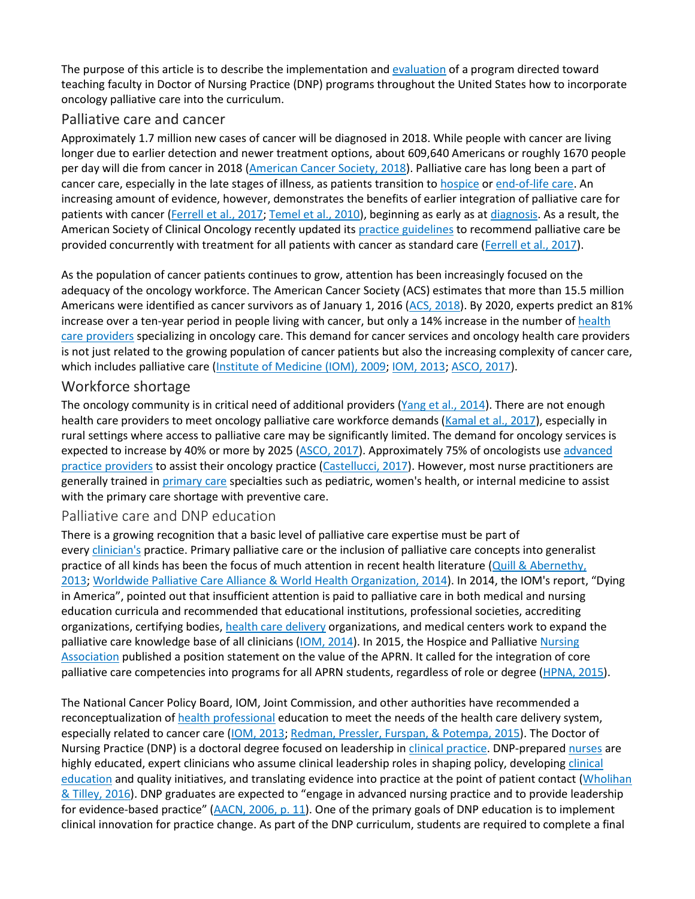The purpose of this article is to describe the implementation and evaluation of a program directed toward teaching faculty in Doctor of Nursing Practice (DNP) programs throughout the United States how to incorporate oncology palliative care into the curriculum.

## Palliative care and cancer

Approximately 1.7 million new cases of cancer will be diagnosed in 2018. While people with cancer are living longer due to earlier detection and newer treatment options, about 609,640 Americans or roughly 1670 people per day will die from cancer in 2018 (American Cancer Society, 2018). Palliative care has long been a part of cancer care, especially in the late stages of illness, as patients transition to hospice or end-of-life care. An increasing amount of evidence, however, demonstrates the benefits of earlier integration of palliative care for patients with cancer (Ferrell et al., 2017; Temel et al., 2010), beginning as early as at diagnosis. As a result, the American Society of Clinical Oncology recently updated its practice guidelines to recommend palliative care be provided concurrently with treatment for all patients with cancer as standard care (Ferrell et al., 2017).

As the population of cancer patients continues to grow, attention has been increasingly focused on the adequacy of the oncology workforce. The American Cancer Society (ACS) estimates that more than 15.5 million Americans were identified as cancer survivors as of January 1, 2016 (ACS, 2018). By 2020, experts predict an 81% increase over a ten-year period in people living with cancer, but only a 14% increase in the number of health care providers specializing in oncology care. This demand for cancer services and oncology health care providers is not just related to the growing population of cancer patients but also the increasing complexity of cancer care, which includes palliative care (Institute of Medicine (IOM), 2009; IOM, 2013; ASCO, 2017).

## Workforce shortage

The oncology community is in critical need of additional providers (Yang et al., 2014). There are not enough health care providers to meet oncology palliative care workforce demands (Kamal et al., 2017), especially in rural settings where access to palliative care may be significantly limited. The demand for oncology services is expected to increase by 40% or more by 2025 (ASCO, 2017). Approximately 75% of oncologists use advanced practice providers to assist their oncology practice (Castellucci, 2017). However, most nurse practitioners are generally trained in primary care specialties such as pediatric, women's health, or internal medicine to assist with the primary care shortage with preventive care.

## Palliative care and DNP education

There is a growing recognition that a basic level of palliative care expertise must be part of every clinician's practice. Primary palliative care or the inclusion of palliative care concepts into generalist practice of all kinds has been the focus of much attention in recent health literature (Quill & Abernethy, 2013; Worldwide Palliative Care Alliance & World Health Organization, 2014). In 2014, the IOM's report, "Dying in America", pointed out that insufficient attention is paid to palliative care in both medical and nursing education curricula and recommended that educational institutions, professional societies, accrediting organizations, certifying bodies, health care delivery organizations, and medical centers work to expand the palliative care knowledge base of all clinicians (IOM, 2014). In 2015, the Hospice and Palliative Nursing Association published a position statement on the value of the APRN. It called for the integration of core palliative care competencies into programs for all APRN students, regardless of role or degree (HPNA, 2015).

The National Cancer Policy Board, IOM, Joint Commission, and other authorities have recommended a reconceptualization of health professional education to meet the needs of the health care delivery system, especially related to cancer care (IOM, 2013; Redman, Pressler, Furspan, & Potempa, 2015). The Doctor of Nursing Practice (DNP) is a doctoral degree focused on leadership in clinical practice. DNP-prepared nurses are highly educated, expert clinicians who assume clinical leadership roles in shaping policy, developing clinical education and quality initiatives, and translating evidence into practice at the point of patient contact (Wholihan & Tilley, 2016). DNP graduates are expected to "engage in advanced nursing practice and to provide leadership for evidence-based practice" (AACN, 2006, p. 11). One of the primary goals of DNP education is to implement clinical innovation for practice change. As part of the DNP curriculum, students are required to complete a final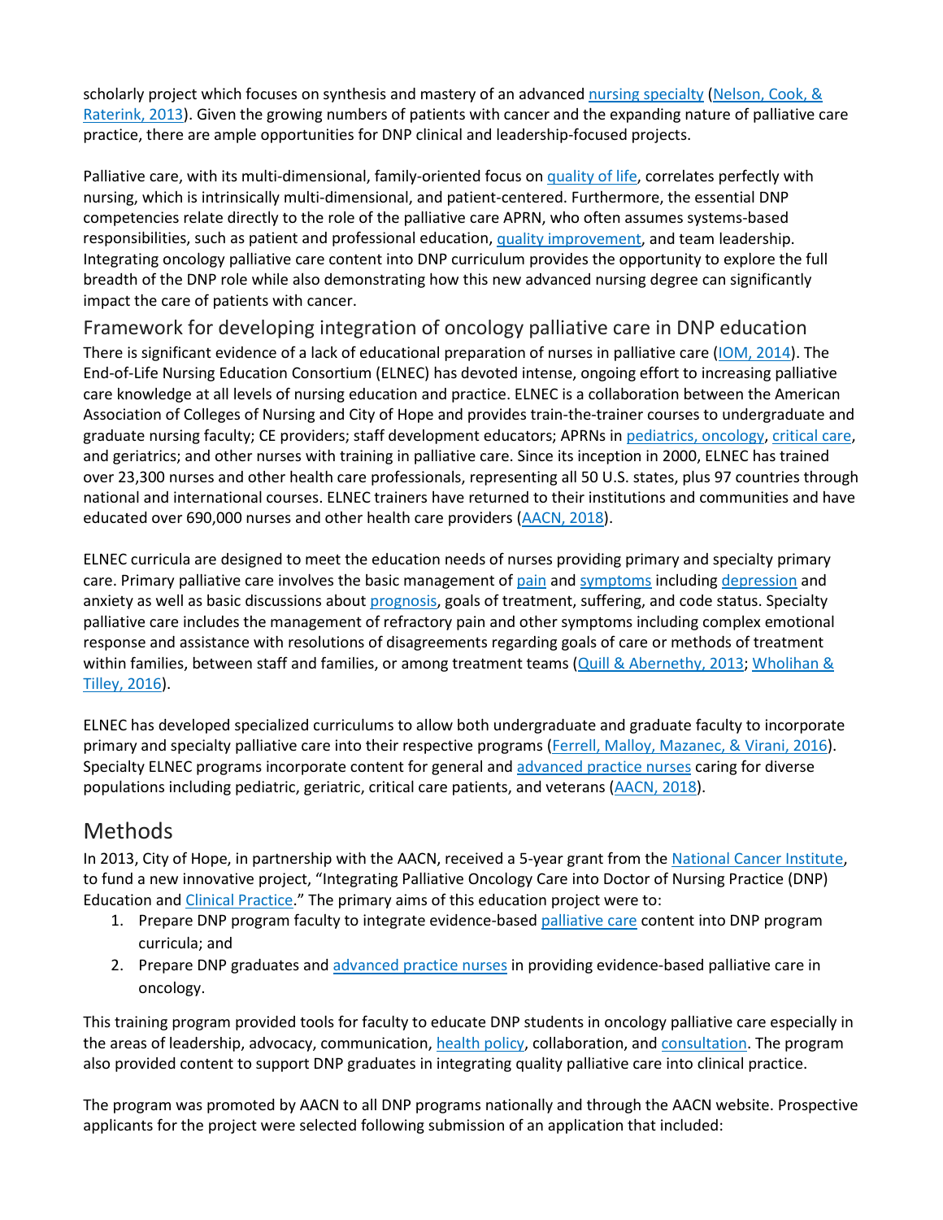scholarly project which focuses on synthesis and mastery of an advanced nursing specialty (Nelson, Cook, & Raterink, 2013). Given the growing numbers of patients with cancer and the expanding nature of palliative care practice, there are ample opportunities for DNP clinical and leadership-focused projects.

Palliative care, with its multi-dimensional, family-oriented focus on quality of life, correlates perfectly with nursing, which is intrinsically multi-dimensional, and patient-centered. Furthermore, the essential DNP competencies relate directly to the role of the palliative care APRN, who often assumes systems-based responsibilities, such as patient and professional education, quality improvement, and team leadership. Integrating oncology palliative care content into DNP curriculum provides the opportunity to explore the full breadth of the DNP role while also demonstrating how this new advanced nursing degree can significantly impact the care of patients with cancer.

## Framework for developing integration of oncology palliative care in DNP education

There is significant evidence of a lack of educational preparation of nurses in palliative care (IOM, 2014). The End-of-Life Nursing Education Consortium (ELNEC) has devoted intense, ongoing effort to increasing palliative care knowledge at all levels of nursing education and practice. ELNEC is a collaboration between the American Association of Colleges of Nursing and City of Hope and provides train-the-trainer courses to undergraduate and graduate nursing faculty; CE providers; staff development educators; APRNs in pediatrics, oncology, critical care, and geriatrics; and other nurses with training in palliative care. Since its inception in 2000, ELNEC has trained over 23,300 nurses and other health care professionals, representing all 50 U.S. states, plus 97 countries through national and international courses. ELNEC trainers have returned to their institutions and communities and have educated over 690,000 nurses and other health care providers (AACN, 2018).

ELNEC curricula are designed to meet the education needs of nurses providing primary and specialty primary care. Primary palliative care involves the basic management of pain and symptoms including depression and anxiety as well as basic discussions about prognosis, goals of treatment, suffering, and code status. Specialty palliative care includes the management of refractory pain and other symptoms including complex emotional response and assistance with resolutions of disagreements regarding goals of care or methods of treatment within families, between staff and families, or among treatment teams (Quill & Abernethy, 2013; Wholihan & Tilley, 2016).

ELNEC has developed specialized curriculums to allow both undergraduate and graduate faculty to incorporate primary and specialty palliative care into their respective programs (Ferrell, Malloy, Mazanec, & Virani, 2016). Specialty ELNEC programs incorporate content for general and advanced practice nurses caring for diverse populations including pediatric, geriatric, critical care patients, and veterans (AACN, 2018).

# Methods

In 2013, City of Hope, in partnership with the AACN, received a 5-year grant from the National Cancer Institute, to fund a new innovative project, "Integrating Palliative Oncology Care into Doctor of Nursing Practice (DNP) Education and Clinical Practice." The primary aims of this education project were to:

1. Prepare DNP program faculty to integrate evidence-based palliative care content into DNP program curricula; and
2. Prepare DNP graduates and advanced practice nurses in providing evidence-based palliative care in oncology.

This training program provided tools for faculty to educate DNP students in oncology palliative care especially in the areas of leadership, advocacy, communication, health policy, collaboration, and consultation. The program also provided content to support DNP graduates in integrating quality palliative care into clinical practice.

The program was promoted by AACN to all DNP programs nationally and through the AACN website. Prospective applicants for the project were selected following submission of an application that included: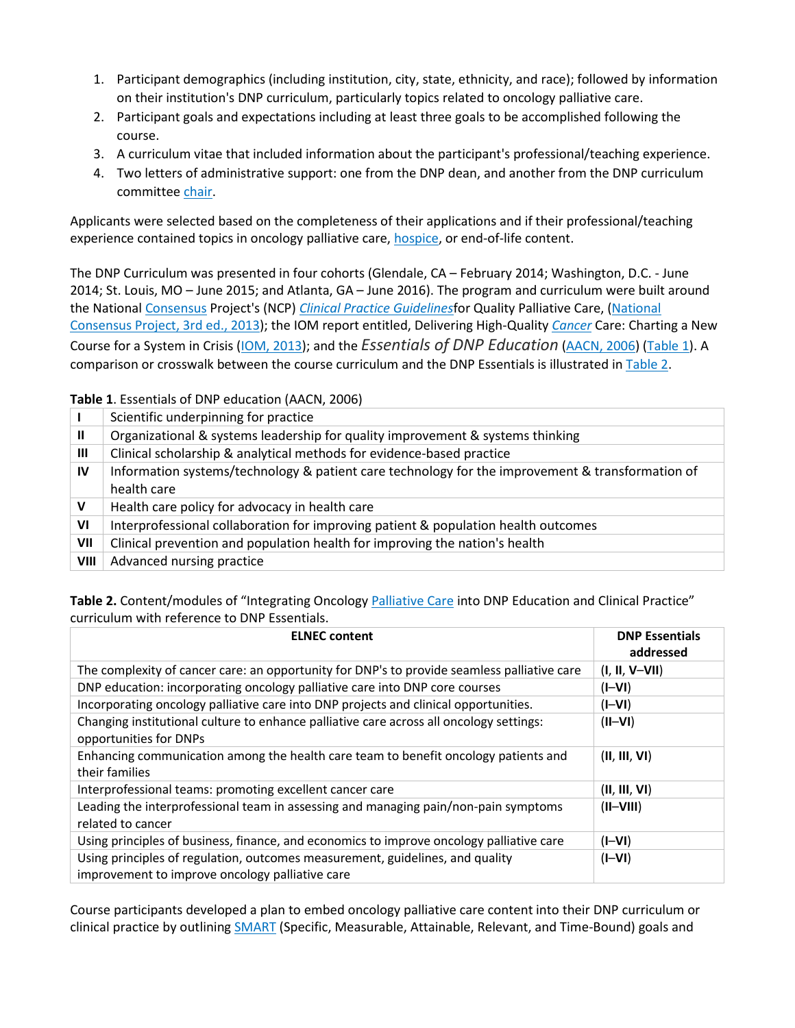1. Participant demographics (including institution, city, state, ethnicity, and race); followed by information on their institution's DNP curriculum, particularly topics related to oncology palliative care.
2. Participant goals and expectations including at least three goals to be accomplished following the course.
3. A curriculum vitae that included information about the participant's professional/teaching experience.
4. Two letters of administrative support: one from the DNP dean, and another from the DNP curriculum committee chair.

Applicants were selected based on the completeness of their applications and if their professional/teaching experience contained topics in oncology palliative care, hospice, or end-of-life content.

The DNP Curriculum was presented in four cohorts (Glendale, CA – February 2014; Washington, D.C. - June 2014; St. Louis, MO – June 2015; and Atlanta, GA – June 2016). The program and curriculum were built around the National Consensus Project's (NCP) *Clinical Practice Guidelines*for Quality Palliative Care, (National Consensus Project, 3rd ed., 2013); the IOM report entitled, Delivering High-Quality *Cancer* Care: Charting a New Course for a System in Crisis (IOM, 2013); and the *Essentials of DNP Education* (AACN, 2006) (Table 1). A comparison or crosswalk between the course curriculum and the DNP Essentials is illustrated in Table 2.

**Table 1**. Essentials of DNP education (AACN, 2006)

| | |
|---|---|
| **I** | Scientific underpinning for practice |
| **II** | Organizational & systems leadership for quality improvement & systems thinking |
| **III** | Clinical scholarship & analytical methods for evidence-based practice |
| **IV** | Information systems/technology & patient care technology for the improvement & transformation of health care |
| **V** | Health care policy for advocacy in health care |
| **VI** | Interprofessional collaboration for improving patient & population health outcomes |
| **VII** | Clinical prevention and population health for improving the nation's health |
| **VIII** | Advanced nursing practice |

**Table 2.** Content/modules of "Integrating Oncology Palliative Care into DNP Education and Clinical Practice" curriculum with reference to DNP Essentials.

| ELNEC content | DNP Essentials addressed |
|---|---|
| The complexity of cancer care: an opportunity for DNP's to provide seamless palliative care | (**I, II, V–VII**) |
| DNP education: incorporating oncology palliative care into DNP core courses | (**I–VI**) |
| Incorporating oncology palliative care into DNP projects and clinical opportunities. | (**I–VI**) |
| Changing institutional culture to enhance palliative care across all oncology settings: opportunities for DNPs | (**II–VI**) |
| Enhancing communication among the health care team to benefit oncology patients and their families | (**II, III, VI**) |
| Interprofessional teams: promoting excellent cancer care | (**II, III, VI**) |
| Leading the interprofessional team in assessing and managing pain/non-pain symptoms related to cancer | (**II–VIII**) |
| Using principles of business, finance, and economics to improve oncology palliative care | (**I–VI**) |
| Using principles of regulation, outcomes measurement, guidelines, and quality improvement to improve oncology palliative care | (**I–VI**) |

Course participants developed a plan to embed oncology palliative care content into their DNP curriculum or clinical practice by outlining SMART (Specific, Measurable, Attainable, Relevant, and Time-Bound) goals and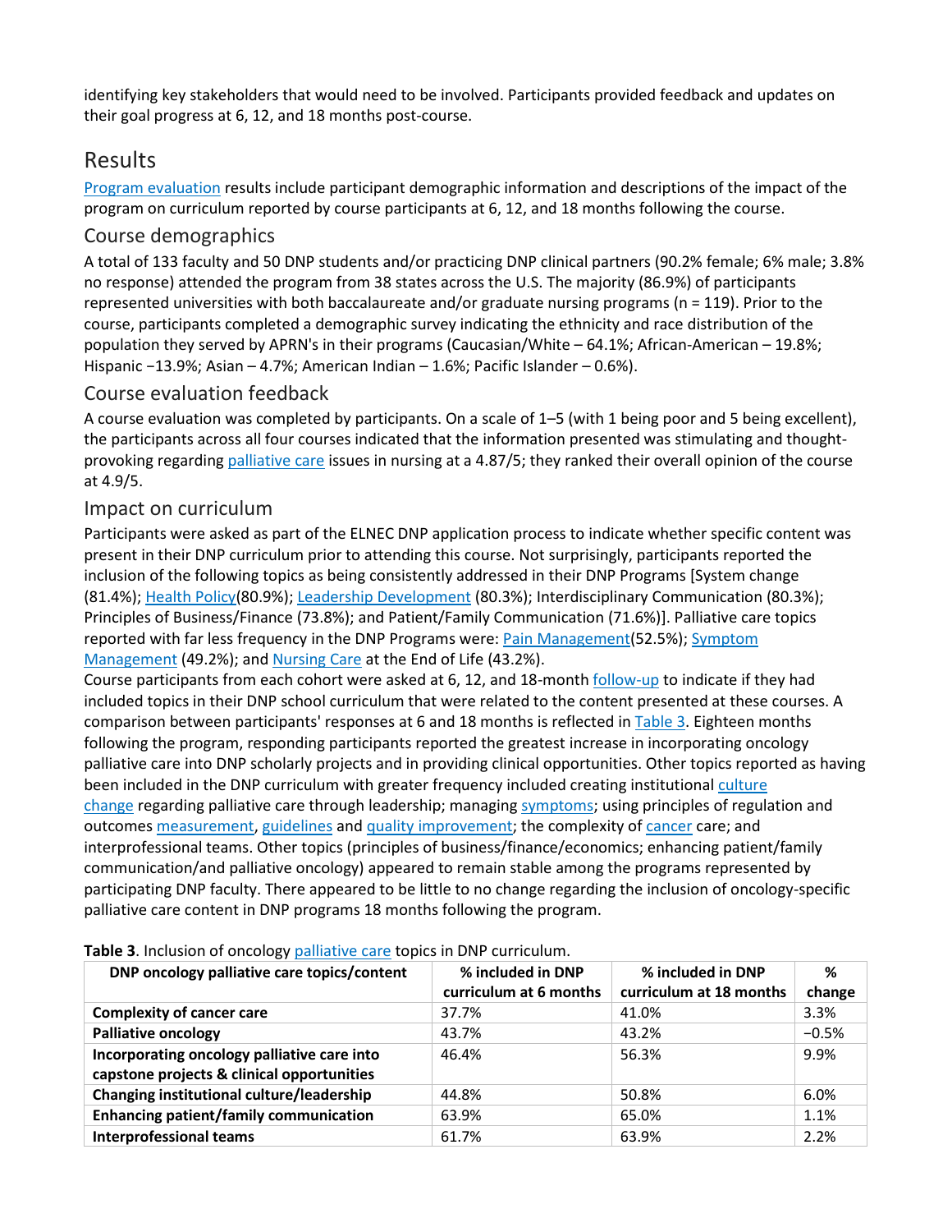identifying key stakeholders that would need to be involved. Participants provided feedback and updates on their goal progress at 6, 12, and 18 months post-course.

## Results

Program evaluation results include participant demographic information and descriptions of the impact of the program on curriculum reported by course participants at 6, 12, and 18 months following the course.

### Course demographics

A total of 133 faculty and 50 DNP students and/or practicing DNP clinical partners (90.2% female; 6% male; 3.8% no response) attended the program from 38 states across the U.S. The majority (86.9%) of participants represented universities with both baccalaureate and/or graduate nursing programs (n = 119). Prior to the course, participants completed a demographic survey indicating the ethnicity and race distribution of the population they served by APRN's in their programs (Caucasian/White – 64.1%; African-American – 19.8%; Hispanic −13.9%; Asian – 4.7%; American Indian – 1.6%; Pacific Islander – 0.6%).

### Course evaluation feedback

A course evaluation was completed by participants. On a scale of 1–5 (with 1 being poor and 5 being excellent), the participants across all four courses indicated that the information presented was stimulating and thought-provoking regarding palliative care issues in nursing at a 4.87/5; they ranked their overall opinion of the course at 4.9/5.

### Impact on curriculum

Participants were asked as part of the ELNEC DNP application process to indicate whether specific content was present in their DNP curriculum prior to attending this course. Not surprisingly, participants reported the inclusion of the following topics as being consistently addressed in their DNP Programs [System change (81.4%); Health Policy(80.9%); Leadership Development (80.3%); Interdisciplinary Communication (80.3%); Principles of Business/Finance (73.8%); and Patient/Family Communication (71.6%)]. Palliative care topics reported with far less frequency in the DNP Programs were: Pain Management(52.5%); Symptom Management (49.2%); and Nursing Care at the End of Life (43.2%).

Course participants from each cohort were asked at 6, 12, and 18-month follow-up to indicate if they had included topics in their DNP school curriculum that were related to the content presented at these courses. A comparison between participants' responses at 6 and 18 months is reflected in Table 3. Eighteen months following the program, responding participants reported the greatest increase in incorporating oncology palliative care into DNP scholarly projects and in providing clinical opportunities. Other topics reported as having been included in the DNP curriculum with greater frequency included creating institutional culture change regarding palliative care through leadership; managing symptoms; using principles of regulation and outcomes measurement, guidelines and quality improvement; the complexity of cancer care; and interprofessional teams. Other topics (principles of business/finance/economics; enhancing patient/family communication/and palliative oncology) appeared to remain stable among the programs represented by participating DNP faculty. There appeared to be little to no change regarding the inclusion of oncology-specific palliative care content in DNP programs 18 months following the program.

**Table 3**. Inclusion of oncology palliative care topics in DNP curriculum.

| DNP oncology palliative care topics/content | % included in DNP curriculum at 6 months | % included in DNP curriculum at 18 months | % change |
|---|---|---|---|
| **Complexity of cancer care** | 37.7% | 41.0% | 3.3% |
| **Palliative oncology** | 43.7% | 43.2% | −0.5% |
| **Incorporating oncology palliative care into capstone projects & clinical opportunities** | 46.4% | 56.3% | 9.9% |
| **Changing institutional culture/leadership** | 44.8% | 50.8% | 6.0% |
| **Enhancing patient/family communication** | 63.9% | 65.0% | 1.1% |
| **Interprofessional teams** | 61.7% | 63.9% | 2.2% |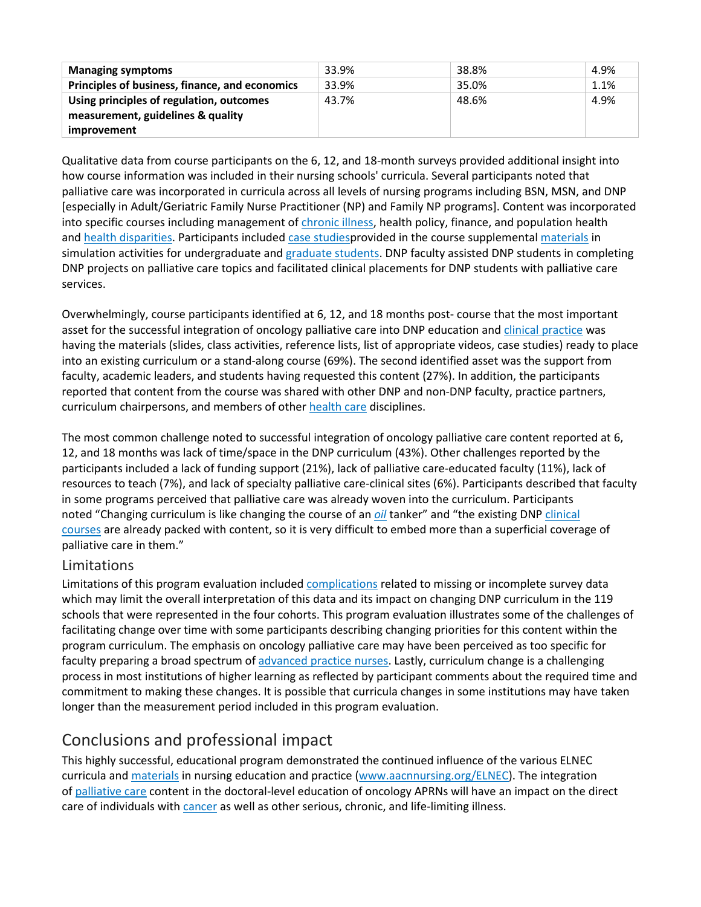| Managing symptoms | 33.9% | 38.8% | 4.9% |
|---|---|---|---|
| **Principles of business, finance, and economics** | 33.9% | 35.0% | 1.1% |
| **Using principles of regulation, outcomes measurement, guidelines & quality improvement** | 43.7% | 48.6% | 4.9% |

Qualitative data from course participants on the 6, 12, and 18-month surveys provided additional insight into how course information was included in their nursing schools' curricula. Several participants noted that palliative care was incorporated in curricula across all levels of nursing programs including BSN, MSN, and DNP [especially in Adult/Geriatric Family Nurse Practitioner (NP) and Family NP programs]. Content was incorporated into specific courses including management of chronic illness, health policy, finance, and population health and health disparities. Participants included case studiesprovided in the course supplemental materials in simulation activities for undergraduate and graduate students. DNP faculty assisted DNP students in completing DNP projects on palliative care topics and facilitated clinical placements for DNP students with palliative care services.

Overwhelmingly, course participants identified at 6, 12, and 18 months post- course that the most important asset for the successful integration of oncology palliative care into DNP education and clinical practice was having the materials (slides, class activities, reference lists, list of appropriate videos, case studies) ready to place into an existing curriculum or a stand-along course (69%). The second identified asset was the support from faculty, academic leaders, and students having requested this content (27%). In addition, the participants reported that content from the course was shared with other DNP and non-DNP faculty, practice partners, curriculum chairpersons, and members of other health care disciplines.

The most common challenge noted to successful integration of oncology palliative care content reported at 6, 12, and 18 months was lack of time/space in the DNP curriculum (43%). Other challenges reported by the participants included a lack of funding support (21%), lack of palliative care-educated faculty (11%), lack of resources to teach (7%), and lack of specialty palliative care-clinical sites (6%). Participants described that faculty in some programs perceived that palliative care was already woven into the curriculum. Participants noted "Changing curriculum is like changing the course of an *oil* tanker" and "the existing DNP clinical courses are already packed with content, so it is very difficult to embed more than a superficial coverage of palliative care in them."

## Limitations

Limitations of this program evaluation included complications related to missing or incomplete survey data which may limit the overall interpretation of this data and its impact on changing DNP curriculum in the 119 schools that were represented in the four cohorts. This program evaluation illustrates some of the challenges of facilitating change over time with some participants describing changing priorities for this content within the program curriculum. The emphasis on oncology palliative care may have been perceived as too specific for faculty preparing a broad spectrum of advanced practice nurses. Lastly, curriculum change is a challenging process in most institutions of higher learning as reflected by participant comments about the required time and commitment to making these changes. It is possible that curricula changes in some institutions may have taken longer than the measurement period included in this program evaluation.

# Conclusions and professional impact

This highly successful, educational program demonstrated the continued influence of the various ELNEC curricula and materials in nursing education and practice (www.aacnnursing.org/ELNEC). The integration of palliative care content in the doctoral-level education of oncology APRNs will have an impact on the direct care of individuals with cancer as well as other serious, chronic, and life-limiting illness.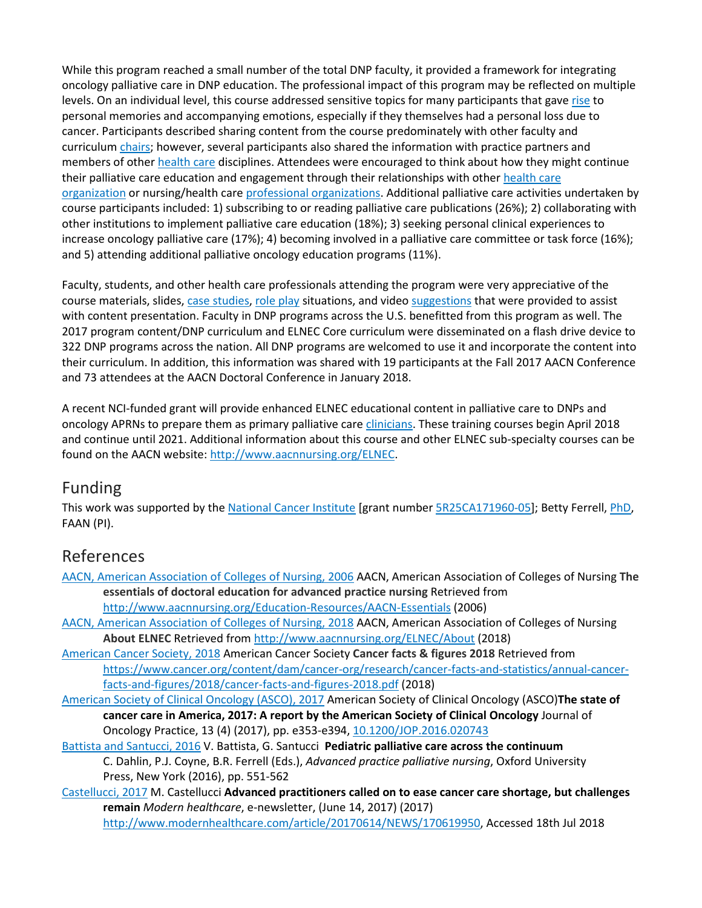While this program reached a small number of the total DNP faculty, it provided a framework for integrating oncology palliative care in DNP education. The professional impact of this program may be reflected on multiple levels. On an individual level, this course addressed sensitive topics for many participants that gave rise to personal memories and accompanying emotions, especially if they themselves had a personal loss due to cancer. Participants described sharing content from the course predominately with other faculty and curriculum chairs; however, several participants also shared the information with practice partners and members of other health care disciplines. Attendees were encouraged to think about how they might continue their palliative care education and engagement through their relationships with other health care organization or nursing/health care professional organizations. Additional palliative care activities undertaken by course participants included: 1) subscribing to or reading palliative care publications (26%); 2) collaborating with other institutions to implement palliative care education (18%); 3) seeking personal clinical experiences to increase oncology palliative care (17%); 4) becoming involved in a palliative care committee or task force (16%); and 5) attending additional palliative oncology education programs (11%).

Faculty, students, and other health care professionals attending the program were very appreciative of the course materials, slides, case studies, role play situations, and video suggestions that were provided to assist with content presentation. Faculty in DNP programs across the U.S. benefitted from this program as well. The 2017 program content/DNP curriculum and ELNEC Core curriculum were disseminated on a flash drive device to 322 DNP programs across the nation. All DNP programs are welcomed to use it and incorporate the content into their curriculum. In addition, this information was shared with 19 participants at the Fall 2017 AACN Conference and 73 attendees at the AACN Doctoral Conference in January 2018.

A recent NCI-funded grant will provide enhanced ELNEC educational content in palliative care to DNPs and oncology APRNs to prepare them as primary palliative care clinicians. These training courses begin April 2018 and continue until 2021. Additional information about this course and other ELNEC sub-specialty courses can be found on the AACN website: http://www.aacnnursing.org/ELNEC.

## Funding

This work was supported by the National Cancer Institute [grant number 5R25CA171960-05]; Betty Ferrell, PhD, FAAN (PI).

## References

AACN, American Association of Colleges of Nursing, 2006 AACN, American Association of Colleges of Nursing **The essentials of doctoral education for advanced practice nursing** Retrieved from http://www.aacnnursing.org/Education-Resources/AACN-Essentials (2006)

AACN, American Association of Colleges of Nursing, 2018 AACN, American Association of Colleges of Nursing **About ELNEC** Retrieved from http://www.aacnnursing.org/ELNEC/About (2018)

American Cancer Society, 2018 American Cancer Society **Cancer facts & figures 2018** Retrieved from https://www.cancer.org/content/dam/cancer-org/research/cancer-facts-and-statistics/annual-cancer-facts-and-figures/2018/cancer-facts-and-figures-2018.pdf (2018)

American Society of Clinical Oncology (ASCO), 2017 American Society of Clinical Oncology (ASCO) **The state of cancer care in America, 2017: A report by the American Society of Clinical Oncology** Journal of Oncology Practice, 13 (4) (2017), pp. e353-e394, 10.1200/JOP.2016.020743

Battista and Santucci, 2016 V. Battista, G. Santucci **Pediatric palliative care across the continuum** C. Dahlin, P.J. Coyne, B.R. Ferrell (Eds.), *Advanced practice palliative nursing*, Oxford University Press, New York (2016), pp. 551-562

Castellucci, 2017 M. Castellucci **Advanced practitioners called on to ease cancer care shortage, but challenges remain** *Modern healthcare*, e-newsletter, (June 14, 2017) (2017) http://www.modernhealthcare.com/article/20170614/NEWS/170619950, Accessed 18th Jul 2018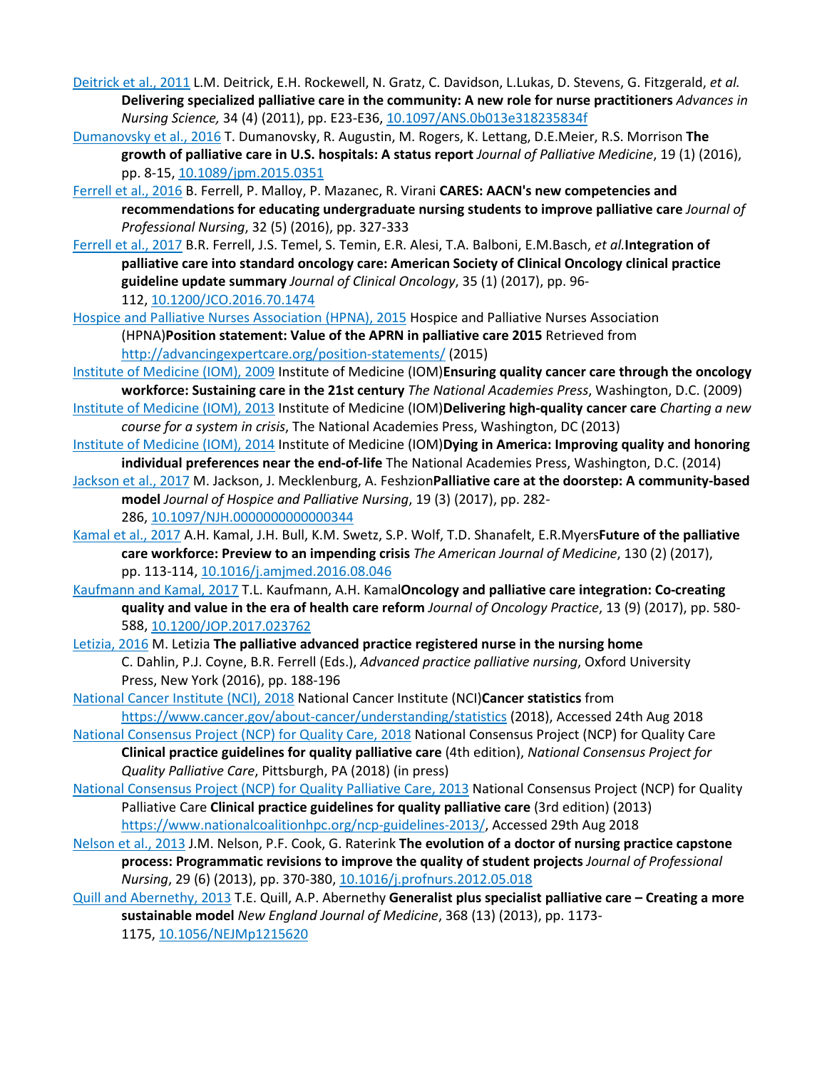Deitrick et al., 2011 L.M. Deitrick, E.H. Rockewell, N. Gratz, C. Davidson, L.Lukas, D. Stevens, G. Fitzgerald, *et al.* **Delivering specialized palliative care in the community: A new role for nurse practitioners** *Advances in Nursing Science,* 34 (4) (2011), pp. E23-E36, 10.1097/ANS.0b013e318235834f

Dumanovsky et al., 2016 T. Dumanovsky, R. Augustin, M. Rogers, K. Lettang, D.E.Meier, R.S. Morrison **The growth of palliative care in U.S. hospitals: A status report** *Journal of Palliative Medicine*, 19 (1) (2016), pp. 8-15, 10.1089/jpm.2015.0351

Ferrell et al., 2016 B. Ferrell, P. Malloy, P. Mazanec, R. Virani **CARES: AACN's new competencies and recommendations for educating undergraduate nursing students to improve palliative care** *Journal of Professional Nursing*, 32 (5) (2016), pp. 327-333

Ferrell et al., 2017 B.R. Ferrell, J.S. Temel, S. Temin, E.R. Alesi, T.A. Balboni, E.M.Basch, *et al.***Integration of palliative care into standard oncology care: American Society of Clinical Oncology clinical practice guideline update summary** *Journal of Clinical Oncology*, 35 (1) (2017), pp. 96-112, 10.1200/JCO.2016.70.1474

Hospice and Palliative Nurses Association (HPNA), 2015 Hospice and Palliative Nurses Association (HPNA)**Position statement: Value of the APRN in palliative care 2015** Retrieved from http://advancingexpertcare.org/position-statements/ (2015)

Institute of Medicine (IOM), 2009 Institute of Medicine (IOM)**Ensuring quality cancer care through the oncology workforce: Sustaining care in the 21st century** *The National Academies Press*, Washington, D.C. (2009)

Institute of Medicine (IOM), 2013 Institute of Medicine (IOM)**Delivering high-quality cancer care** *Charting a new course for a system in crisis*, The National Academies Press, Washington, DC (2013)

Institute of Medicine (IOM), 2014 Institute of Medicine (IOM)**Dying in America: Improving quality and honoring individual preferences near the end-of-life** The National Academies Press, Washington, D.C. (2014)

Jackson et al., 2017 M. Jackson, J. Mecklenburg, A. Feshzion**Palliative care at the doorstep: A community-based model** *Journal of Hospice and Palliative Nursing*, 19 (3) (2017), pp. 282-286, 10.1097/NJH.0000000000000344

Kamal et al., 2017 A.H. Kamal, J.H. Bull, K.M. Swetz, S.P. Wolf, T.D. Shanafelt, E.R.Myers**Future of the palliative care workforce: Preview to an impending crisis** *The American Journal of Medicine*, 130 (2) (2017), pp. 113-114, 10.1016/j.amjmed.2016.08.046

Kaufmann and Kamal, 2017 T.L. Kaufmann, A.H. Kamal**Oncology and palliative care integration: Co-creating quality and value in the era of health care reform** *Journal of Oncology Practice*, 13 (9) (2017), pp. 580-588, 10.1200/JOP.2017.023762

Letizia, 2016 M. Letizia **The palliative advanced practice registered nurse in the nursing home** C. Dahlin, P.J. Coyne, B.R. Ferrell (Eds.), *Advanced practice palliative nursing*, Oxford University Press, New York (2016), pp. 188-196

National Cancer Institute (NCI), 2018 National Cancer Institute (NCI)**Cancer statistics** from https://www.cancer.gov/about-cancer/understanding/statistics (2018), Accessed 24th Aug 2018

National Consensus Project (NCP) for Quality Care, 2018 National Consensus Project (NCP) for Quality Care **Clinical practice guidelines for quality palliative care** (4th edition), *National Consensus Project for Quality Palliative Care*, Pittsburgh, PA (2018) (in press)

National Consensus Project (NCP) for Quality Palliative Care, 2013 National Consensus Project (NCP) for Quality Palliative Care **Clinical practice guidelines for quality palliative care** (3rd edition) (2013) https://www.nationalcoalitionhpc.org/ncp-guidelines-2013/, Accessed 29th Aug 2018

Nelson et al., 2013 J.M. Nelson, P.F. Cook, J. Raterink **The evolution of a doctor of nursing practice capstone process: Programmatic revisions to improve the quality of student projects** *Journal of Professional Nursing*, 29 (6) (2013), pp. 370-380, 10.1016/j.profnurs.2012.05.018

Quill and Abernethy, 2013 T.E. Quill, A.P. Abernethy **Generalist plus specialist palliative care – Creating a more sustainable model** *New England Journal of Medicine*, 368 (13) (2013), pp. 1173-1175, 10.1056/NEJMp1215620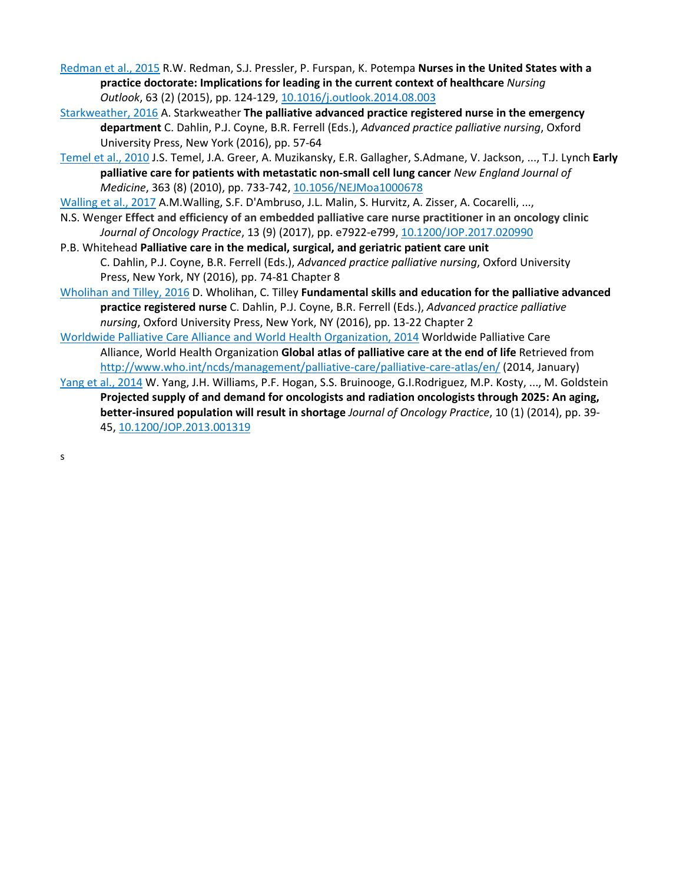Redman et al., 2015 R.W. Redman, S.J. Pressler, P. Furspan, K. Potempa **Nurses in the United States with a practice doctorate: Implications for leading in the current context of healthcare** *Nursing Outlook*, 63 (2) (2015), pp. 124-129, 10.1016/j.outlook.2014.08.003

Starkweather, 2016 A. Starkweather **The palliative advanced practice registered nurse in the emergency department** C. Dahlin, P.J. Coyne, B.R. Ferrell (Eds.), *Advanced practice palliative nursing*, Oxford University Press, New York (2016), pp. 57-64

Temel et al., 2010 J.S. Temel, J.A. Greer, A. Muzikansky, E.R. Gallagher, S.Admane, V. Jackson, ..., T.J. Lynch **Early palliative care for patients with metastatic non-small cell lung cancer** *New England Journal of Medicine*, 363 (8) (2010), pp. 733-742, 10.1056/NEJMoa1000678

Walling et al., 2017 A.M.Walling, S.F. D'Ambruso, J.L. Malin, S. Hurvitz, A. Zisser, A. Cocarelli, ..., N.S. Wenger **Effect and efficiency of an embedded palliative care nurse practitioner in an oncology clinic** *Journal of Oncology Practice*, 13 (9) (2017), pp. e7922-e799, 10.1200/JOP.2017.020990

P.B. Whitehead **Palliative care in the medical, surgical, and geriatric patient care unit** C. Dahlin, P.J. Coyne, B.R. Ferrell (Eds.), *Advanced practice palliative nursing*, Oxford University Press, New York, NY (2016), pp. 74-81 Chapter 8

Wholihan and Tilley, 2016 D. Wholihan, C. Tilley **Fundamental skills and education for the palliative advanced practice registered nurse** C. Dahlin, P.J. Coyne, B.R. Ferrell (Eds.), *Advanced practice palliative nursing*, Oxford University Press, New York, NY (2016), pp. 13-22 Chapter 2

Worldwide Palliative Care Alliance and World Health Organization, 2014 Worldwide Palliative Care Alliance, World Health Organization **Global atlas of palliative care at the end of life** Retrieved from http://www.who.int/ncds/management/palliative-care/palliative-care-atlas/en/ (2014, January)

Yang et al., 2014 W. Yang, J.H. Williams, P.F. Hogan, S.S. Bruinooge, G.I.Rodriguez, M.P. Kosty, ..., M. Goldstein **Projected supply of and demand for oncologists and radiation oncologists through 2025: An aging, better-insured population will result in shortage** *Journal of Oncology Practice*, 10 (1) (2014), pp. 39-45, 10.1200/JOP.2013.001319

s